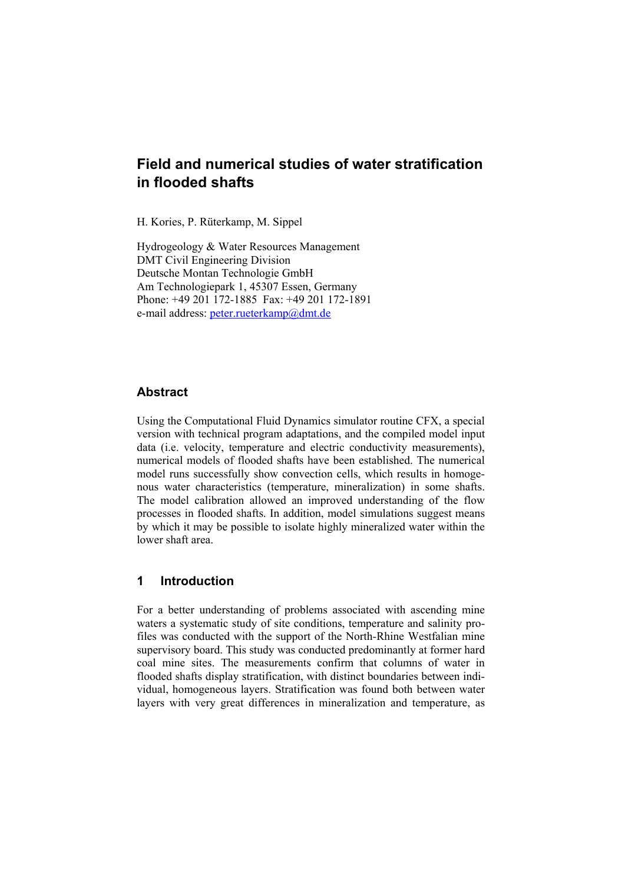# Field and numerical studies of water stratification in flooded shafts

H. Kories, P. Rüterkamp, M. Sippel

Hydrogeology & Water Resources Management
DMT Civil Engineering Division
Deutsche Montan Technologie GmbH
Am Technologiepark 1, 45307 Essen, Germany
Phone: +49 201 172-1885 Fax: +49 201 172-1891
e-mail address: peter.rueterkamp@dmt.de

## Abstract

Using the Computational Fluid Dynamics simulator routine CFX, a special version with technical program adaptations, and the compiled model input data (i.e. velocity, temperature and electric conductivity measurements), numerical models of flooded shafts have been established. The numerical model runs successfully show convection cells, which results in homogenous water characteristics (temperature, mineralization) in some shafts. The model calibration allowed an improved understanding of the flow processes in flooded shafts. In addition, model simulations suggest means by which it may be possible to isolate highly mineralized water within the lower shaft area.

## 1 Introduction

For a better understanding of problems associated with ascending mine waters a systematic study of site conditions, temperature and salinity profiles was conducted with the support of the North-Rhine Westfalian mine supervisory board. This study was conducted predominantly at former hard coal mine sites. The measurements confirm that columns of water in flooded shafts display stratification, with distinct boundaries between individual, homogeneous layers. Stratification was found both between water layers with very great differences in mineralization and temperature, as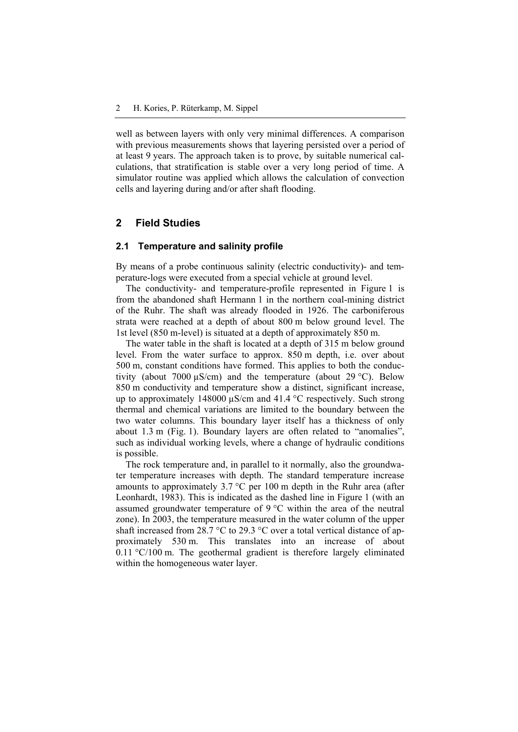well as between layers with only very minimal differences. A comparison with previous measurements shows that layering persisted over a period of at least 9 years. The approach taken is to prove, by suitable numerical calculations, that stratification is stable over a very long period of time. A simulator routine was applied which allows the calculation of convection cells and layering during and/or after shaft flooding.

## 2 Field Studies

### 2.1 Temperature and salinity profile

By means of a probe continuous salinity (electric conductivity)- and temperature-logs were executed from a special vehicle at ground level.

The conductivity- and temperature-profile represented in Figure 1 is from the abandoned shaft Hermann 1 in the northern coal-mining district of the Ruhr. The shaft was already flooded in 1926. The carboniferous strata were reached at a depth of about 800 m below ground level. The 1st level (850 m-level) is situated at a depth of approximately 850 m.

The water table in the shaft is located at a depth of 315 m below ground level. From the water surface to approx. 850 m depth, i.e. over about 500 m, constant conditions have formed. This applies to both the conductivity (about 7000 µS/cm) and the temperature (about 29 °C). Below 850 m conductivity and temperature show a distinct, significant increase, up to approximately 148000 µS/cm and 41.4 °C respectively. Such strong thermal and chemical variations are limited to the boundary between the two water columns. This boundary layer itself has a thickness of only about 1.3 m (Fig. 1). Boundary layers are often related to "anomalies", such as individual working levels, where a change of hydraulic conditions is possible.

The rock temperature and, in parallel to it normally, also the groundwater temperature increases with depth. The standard temperature increase amounts to approximately 3.7 °C per 100 m depth in the Ruhr area (after Leonhardt, 1983). This is indicated as the dashed line in Figure 1 (with an assumed groundwater temperature of 9 °C within the area of the neutral zone). In 2003, the temperature measured in the water column of the upper shaft increased from 28.7 °C to 29.3 °C over a total vertical distance of approximately 530 m. This translates into an increase of about 0.11 °C/100 m. The geothermal gradient is therefore largely eliminated within the homogeneous water layer.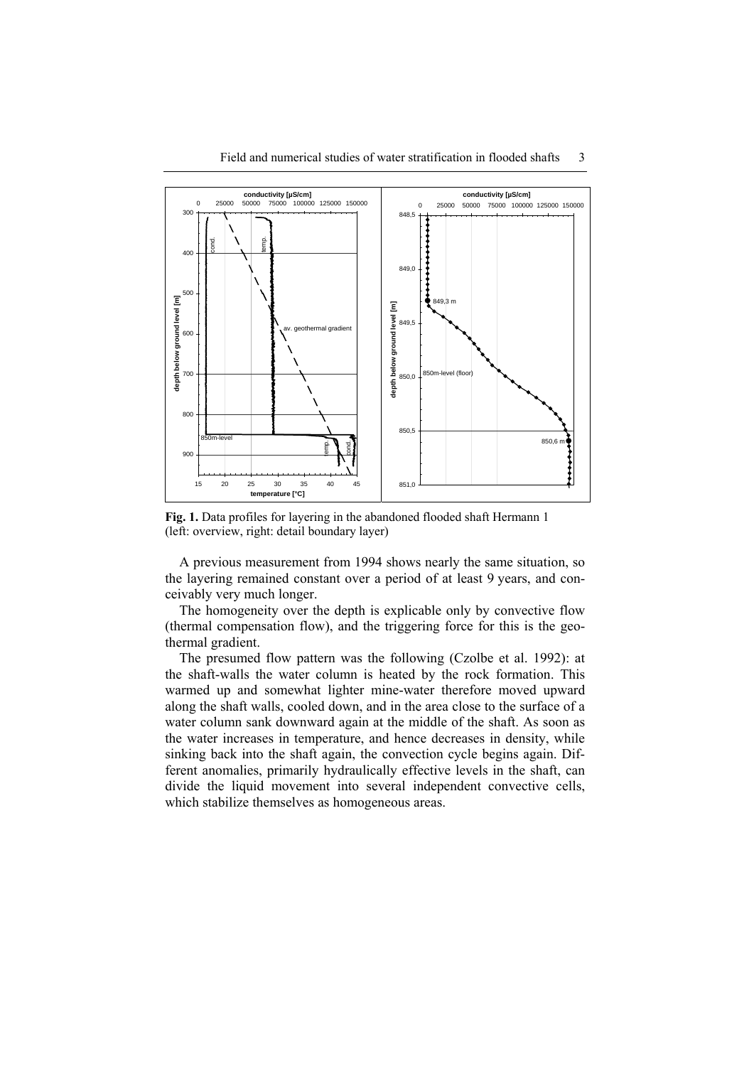**Fig. 1.** Data profiles for layering in the abandoned flooded shaft Hermann 1 (left: overview, right: detail boundary layer)

A previous measurement from 1994 shows nearly the same situation, so the layering remained constant over a period of at least 9 years, and conceivably very much longer.

The homogeneity over the depth is explicable only by convective flow (thermal compensation flow), and the triggering force for this is the geothermal gradient.

The presumed flow pattern was the following (Czolbe et al. 1992): at the shaft-walls the water column is heated by the rock formation. This warmed up and somewhat lighter mine-water therefore moved upward along the shaft walls, cooled down, and in the area close to the surface of a water column sank downward again at the middle of the shaft. As soon as the water increases in temperature, and hence decreases in density, while sinking back into the shaft again, the convection cycle begins again. Different anomalies, primarily hydraulically effective levels in the shaft, can divide the liquid movement into several independent convective cells, which stabilize themselves as homogeneous areas.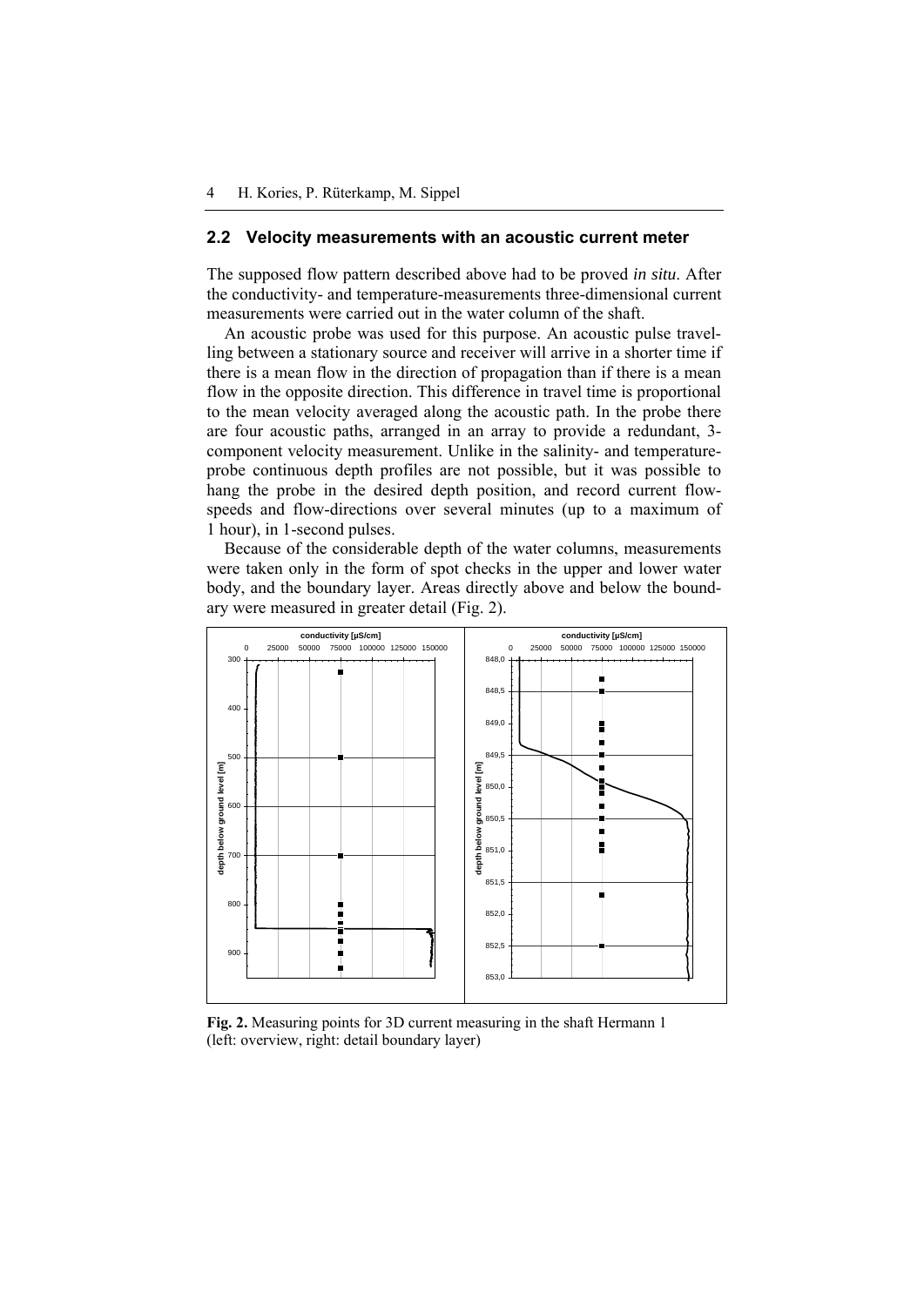## 2.2 Velocity measurements with an acoustic current meter

The supposed flow pattern described above had to be proved *in situ*. After the conductivity- and temperature-measurements three-dimensional current measurements were carried out in the water column of the shaft.

An acoustic probe was used for this purpose. An acoustic pulse travelling between a stationary source and receiver will arrive in a shorter time if there is a mean flow in the direction of propagation than if there is a mean flow in the opposite direction. This difference in travel time is proportional to the mean velocity averaged along the acoustic path. In the probe there are four acoustic paths, arranged in an array to provide a redundant, 3-component velocity measurement. Unlike in the salinity- and temperature-probe continuous depth profiles are not possible, but it was possible to hang the probe in the desired depth position, and record current flow-speeds and flow-directions over several minutes (up to a maximum of 1 hour), in 1-second pulses.

Because of the considerable depth of the water columns, measurements were taken only in the form of spot checks in the upper and lower water body, and the boundary layer. Areas directly above and below the boundary were measured in greater detail (Fig. 2).

**Fig. 2.** Measuring points for 3D current measuring in the shaft Hermann 1 (left: overview, right: detail boundary layer)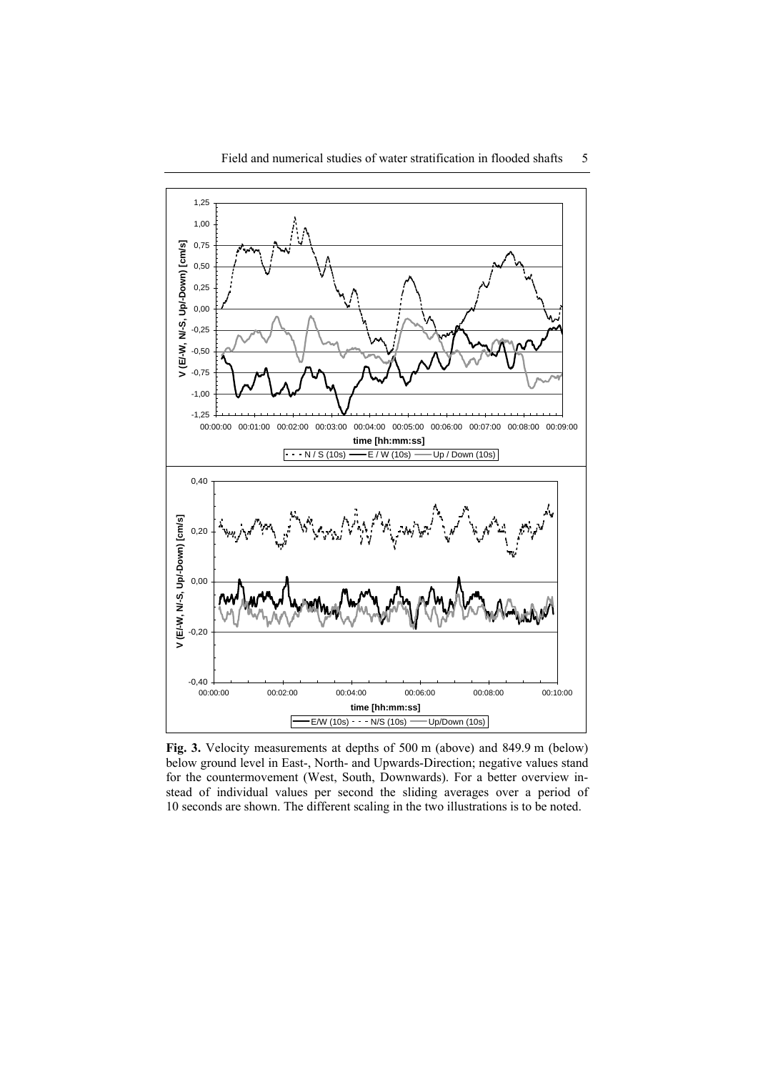**Fig. 3.** Velocity measurements at depths of 500 m (above) and 849.9 m (below) below ground level in East-, North- and Upwards-Direction; negative values stand for the countermovement (West, South, Downwards). For a better overview instead of individual values per second the sliding averages over a period of 10 seconds are shown. The different scaling in the two illustrations is to be noted.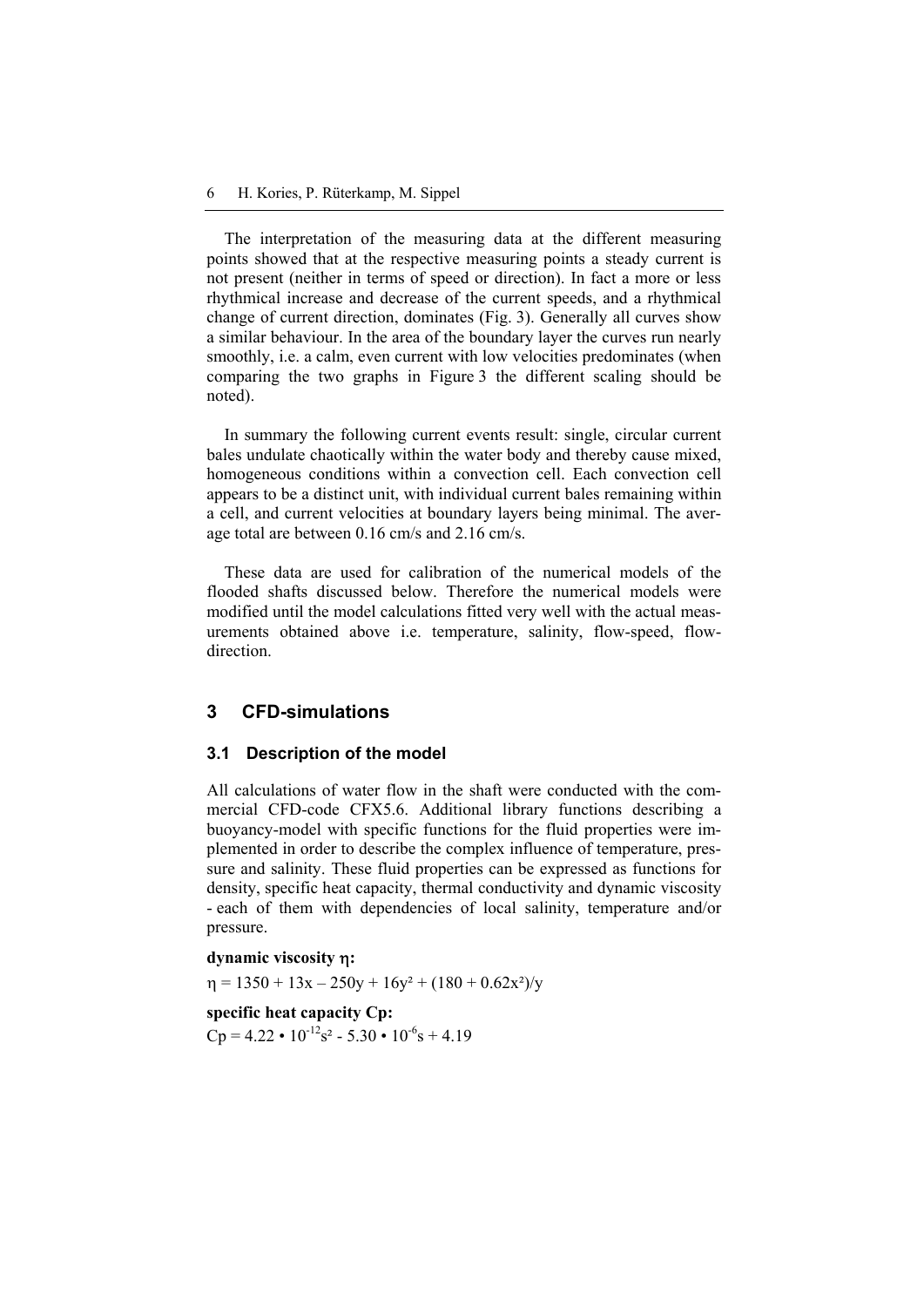The interpretation of the measuring data at the different measuring points showed that at the respective measuring points a steady current is not present (neither in terms of speed or direction). In fact a more or less rhythmical increase and decrease of the current speeds, and a rhythmical change of current direction, dominates (Fig. 3). Generally all curves show a similar behaviour. In the area of the boundary layer the curves run nearly smoothly, i.e. a calm, even current with low velocities predominates (when comparing the two graphs in Figure 3 the different scaling should be noted).

In summary the following current events result: single, circular current bales undulate chaotically within the water body and thereby cause mixed, homogeneous conditions within a convection cell. Each convection cell appears to be a distinct unit, with individual current bales remaining within a cell, and current velocities at boundary layers being minimal. The average total are between 0.16 cm/s and 2.16 cm/s.

These data are used for calibration of the numerical models of the flooded shafts discussed below. Therefore the numerical models were modified until the model calculations fitted very well with the actual measurements obtained above i.e. temperature, salinity, flow-speed, flow-direction.

## 3 CFD-simulations

### 3.1 Description of the model

All calculations of water flow in the shaft were conducted with the commercial CFD-code CFX5.6. Additional library functions describing a buoyancy-model with specific functions for the fluid properties were implemented in order to describe the complex influence of temperature, pressure and salinity. These fluid properties can be expressed as functions for density, specific heat capacity, thermal conductivity and dynamic viscosity - each of them with dependencies of local salinity, temperature and/or pressure.

**dynamic viscosity $\eta$:**

$$\eta = 1350 + 13x - 250y + 16y^2 + (180 + 0.62x^2)/y$$

**specific heat capacity Cp:**

$$Cp = 4.22 \cdot 10^{-12}s^2 - 5.30 \cdot 10^{-6}s + 4.19$$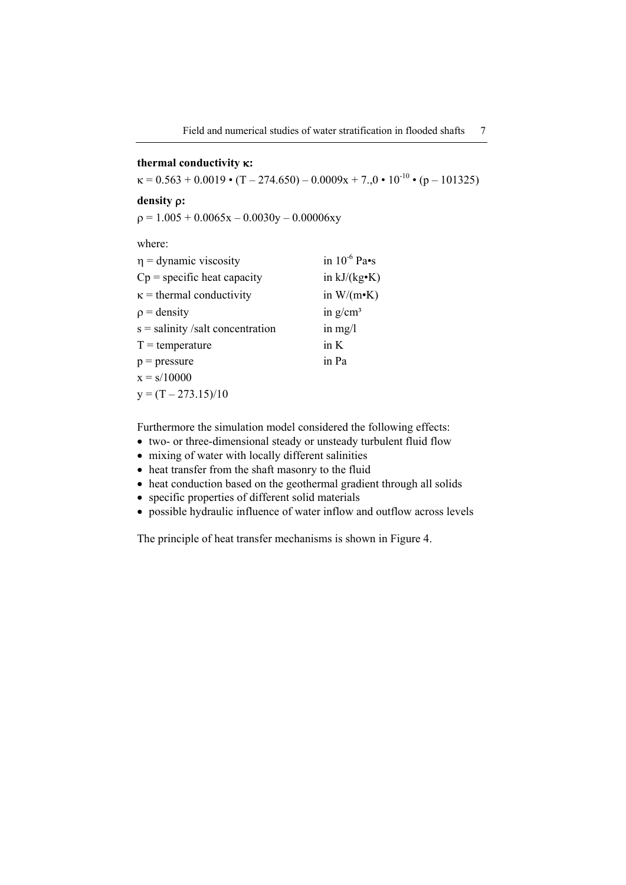**thermal conductivity $\kappa$:**

$\kappa = 0.563 + 0.0019 \cdot (T - 274.650) - 0.0009x + 7.,0 \cdot 10^{-10} \cdot (p - 101325)$

**density $\rho$:**

$\rho = 1.005 + 0.0065x - 0.0030y - 0.00006xy$

where:

| | |
|---|---|
| $\eta$ = dynamic viscosity | in $10^{-6}$ Pa•s |
| Cp = specific heat capacity | in kJ/(kg•K) |
| $\kappa$ = thermal conductivity | in W/(m•K) |
| $\rho$ = density | in g/cm³ |
| s = salinity /salt concentration | in mg/l |
| T = temperature | in K |
| p = pressure | in Pa |
| $x = s/10000$ | |
| $y = (T - 273.15)/10$ | |

Furthermore the simulation model considered the following effects:

- two- or three-dimensional steady or unsteady turbulent fluid flow
- mixing of water with locally different salinities
- heat transfer from the shaft masonry to the fluid
- heat conduction based on the geothermal gradient through all solids
- specific properties of different solid materials
- possible hydraulic influence of water inflow and outflow across levels

The principle of heat transfer mechanisms is shown in Figure 4.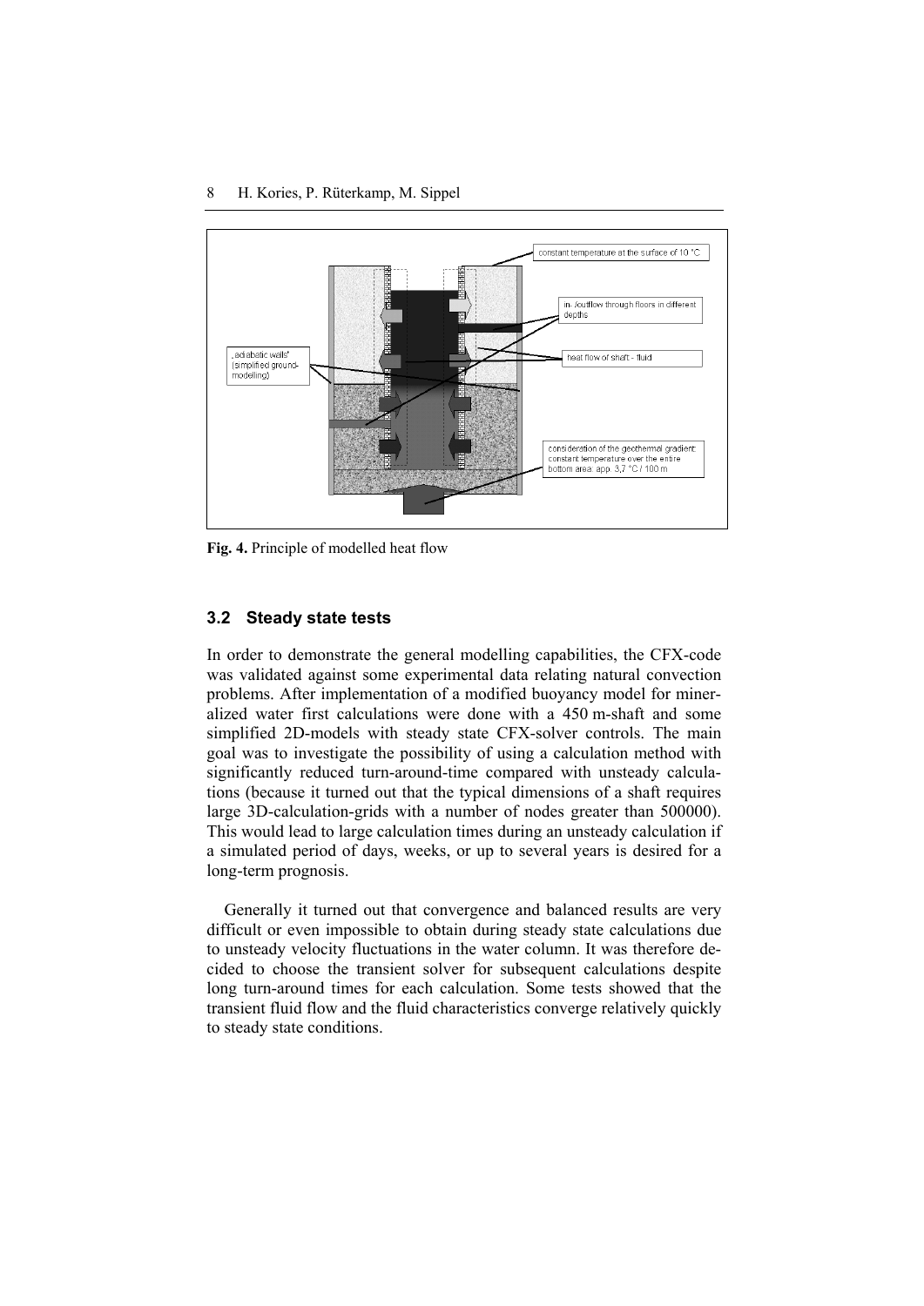Fig. 4. Principle of modelled heat flow

### 3.2 Steady state tests

In order to demonstrate the general modelling capabilities, the CFX-code was validated against some experimental data relating natural convection problems. After implementation of a modified buoyancy model for mineralized water first calculations were done with a 450 m-shaft and some simplified 2D-models with steady state CFX-solver controls. The main goal was to investigate the possibility of using a calculation method with significantly reduced turn-around-time compared with unsteady calculations (because it turned out that the typical dimensions of a shaft requires large 3D-calculation-grids with a number of nodes greater than 500000). This would lead to large calculation times during an unsteady calculation if a simulated period of days, weeks, or up to several years is desired for a long-term prognosis.

Generally it turned out that convergence and balanced results are very difficult or even impossible to obtain during steady state calculations due to unsteady velocity fluctuations in the water column. It was therefore decided to choose the transient solver for subsequent calculations despite long turn-around times for each calculation. Some tests showed that the transient fluid flow and the fluid characteristics converge relatively quickly to steady state conditions.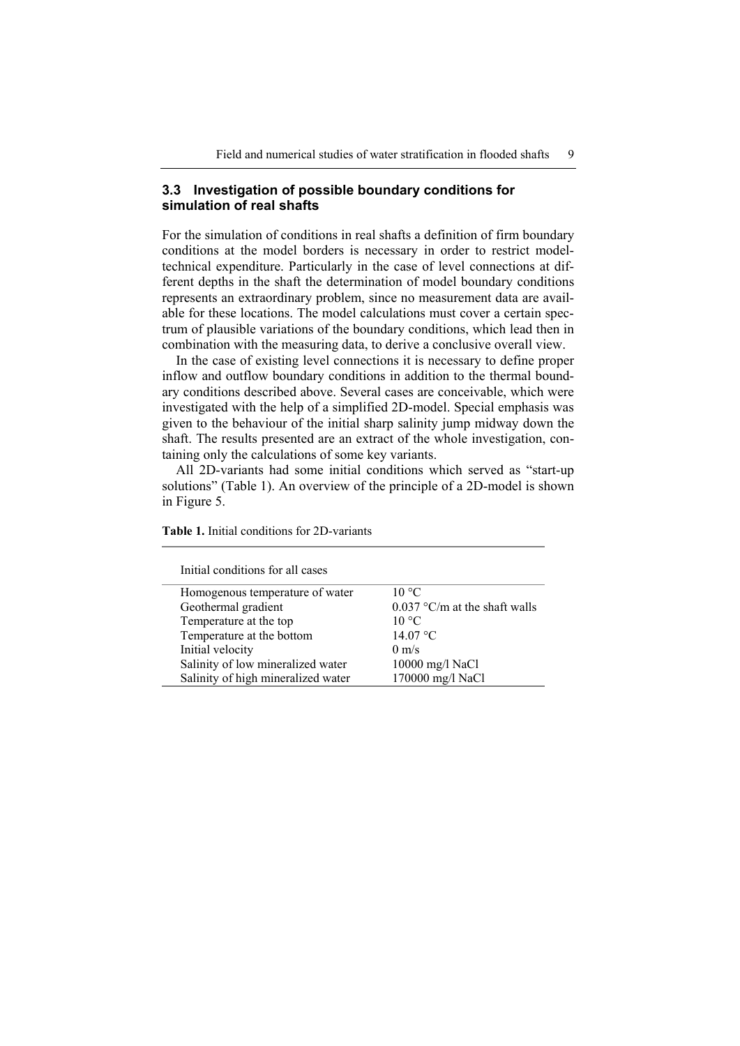### 3.3 Investigation of possible boundary conditions for simulation of real shafts

For the simulation of conditions in real shafts a definition of firm boundary conditions at the model borders is necessary in order to restrict model-technical expenditure. Particularly in the case of level connections at different depths in the shaft the determination of model boundary conditions represents an extraordinary problem, since no measurement data are available for these locations. The model calculations must cover a certain spectrum of plausible variations of the boundary conditions, which lead then in combination with the measuring data, to derive a conclusive overall view.

In the case of existing level connections it is necessary to define proper inflow and outflow boundary conditions in addition to the thermal boundary conditions described above. Several cases are conceivable, which were investigated with the help of a simplified 2D-model. Special emphasis was given to the behaviour of the initial sharp salinity jump midway down the shaft. The results presented are an extract of the whole investigation, containing only the calculations of some key variants.

All 2D-variants had some initial conditions which served as "start-up solutions" (Table 1). An overview of the principle of a 2D-model is shown in Figure 5.

**Table 1.** Initial conditions for 2D-variants

| Initial conditions for all cases | |
|---|---|
| Homogenous temperature of water | 10 °C |
| Geothermal gradient | 0.037 °C/m at the shaft walls |
| Temperature at the top | 10 °C |
| Temperature at the bottom | 14.07 °C |
| Initial velocity | 0 m/s |
| Salinity of low mineralized water | 10000 mg/l NaCl |
| Salinity of high mineralized water | 170000 mg/l NaCl |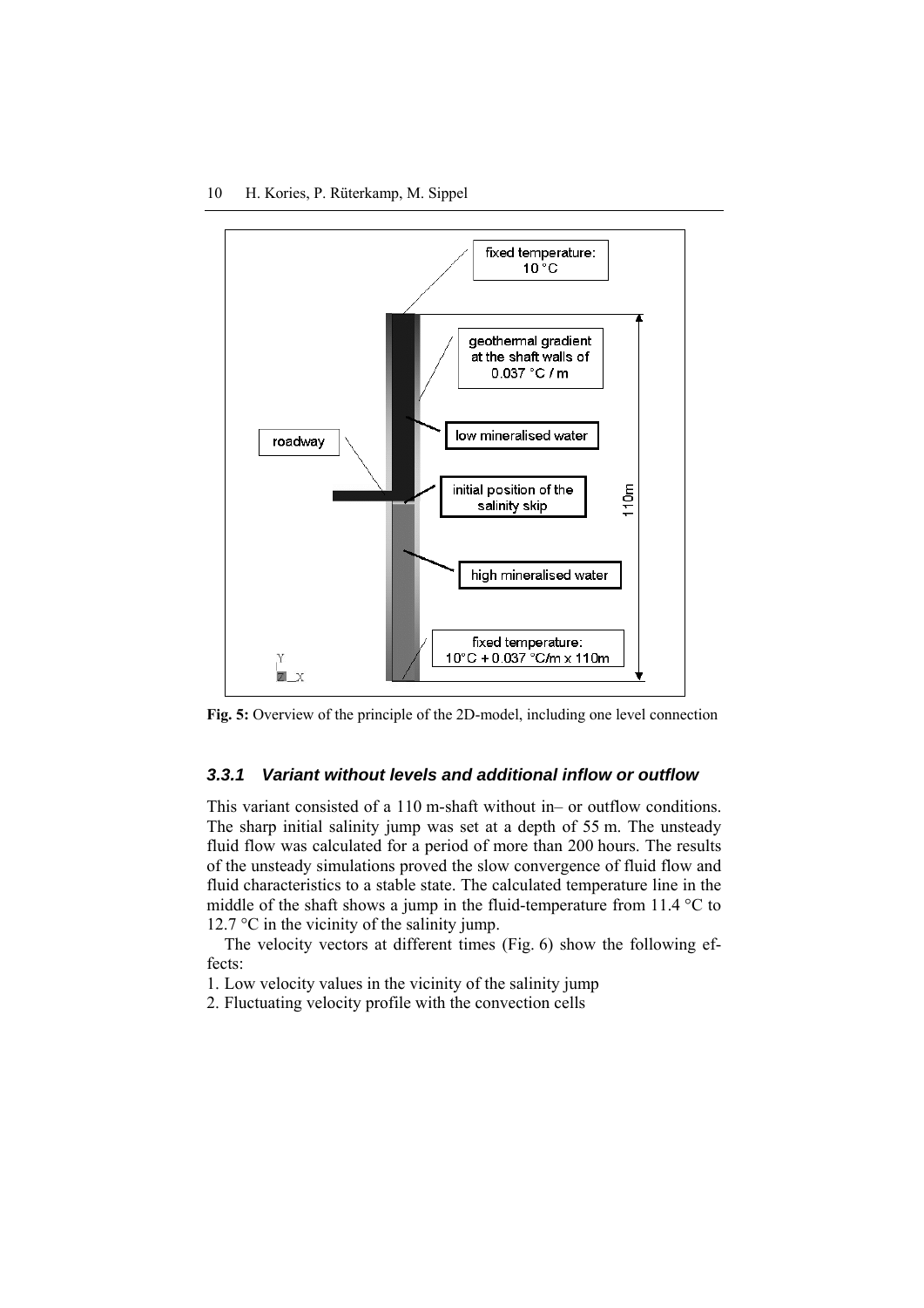**Fig. 5:** Overview of the principle of the 2D-model, including one level connection

### *3.3.1 Variant without levels and additional inflow or outflow*

This variant consisted of a 110 m-shaft without in– or outflow conditions. The sharp initial salinity jump was set at a depth of 55 m. The unsteady fluid flow was calculated for a period of more than 200 hours. The results of the unsteady simulations proved the slow convergence of fluid flow and fluid characteristics to a stable state. The calculated temperature line in the middle of the shaft shows a jump in the fluid-temperature from 11.4 °C to 12.7 °C in the vicinity of the salinity jump.

The velocity vectors at different times (Fig. 6) show the following effects:

1. Low velocity values in the vicinity of the salinity jump
2. Fluctuating velocity profile with the convection cells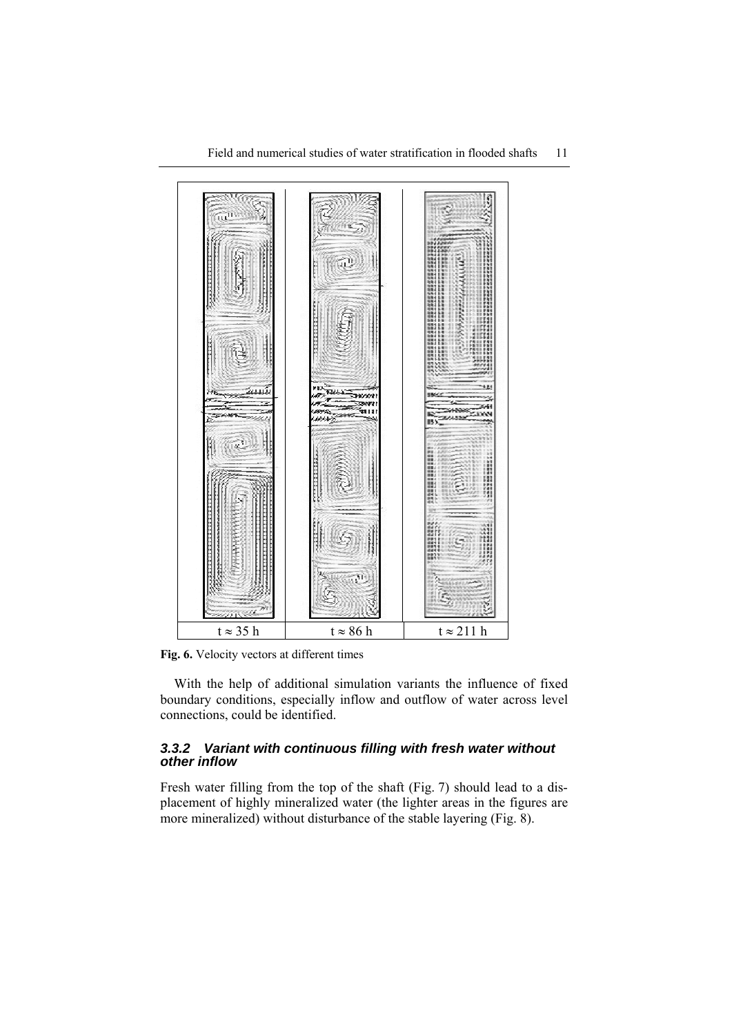| $t \approx 35$ h | $t \approx 86$ h | $t \approx 211$ h |
| --- | --- | --- |

**Fig. 6.** Velocity vectors at different times

With the help of additional simulation variants the influence of fixed boundary conditions, especially inflow and outflow of water across level connections, could be identified.

### *3.3.2 Variant with continuous filling with fresh water without other inflow*

Fresh water filling from the top of the shaft (Fig. 7) should lead to a displacement of highly mineralized water (the lighter areas in the figures are more mineralized) without disturbance of the stable layering (Fig. 8).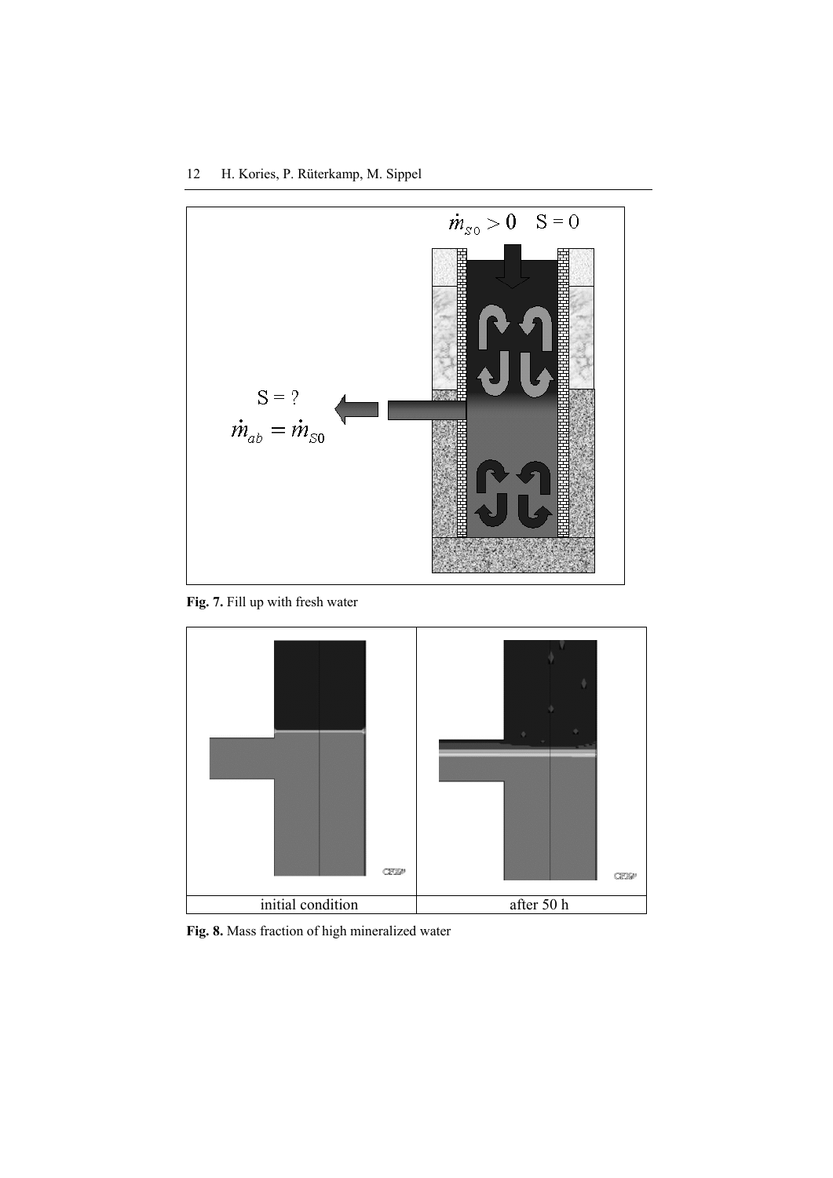$\dot{m}_{S0} > 0 \quad S = 0$

$S = ?$

$\dot{m}_{ab} = \dot{m}_{S0}$

**Fig. 7.** Fill up with fresh water

| initial condition | after 50 h |
|---|---|

**Fig. 8.** Mass fraction of high mineralized water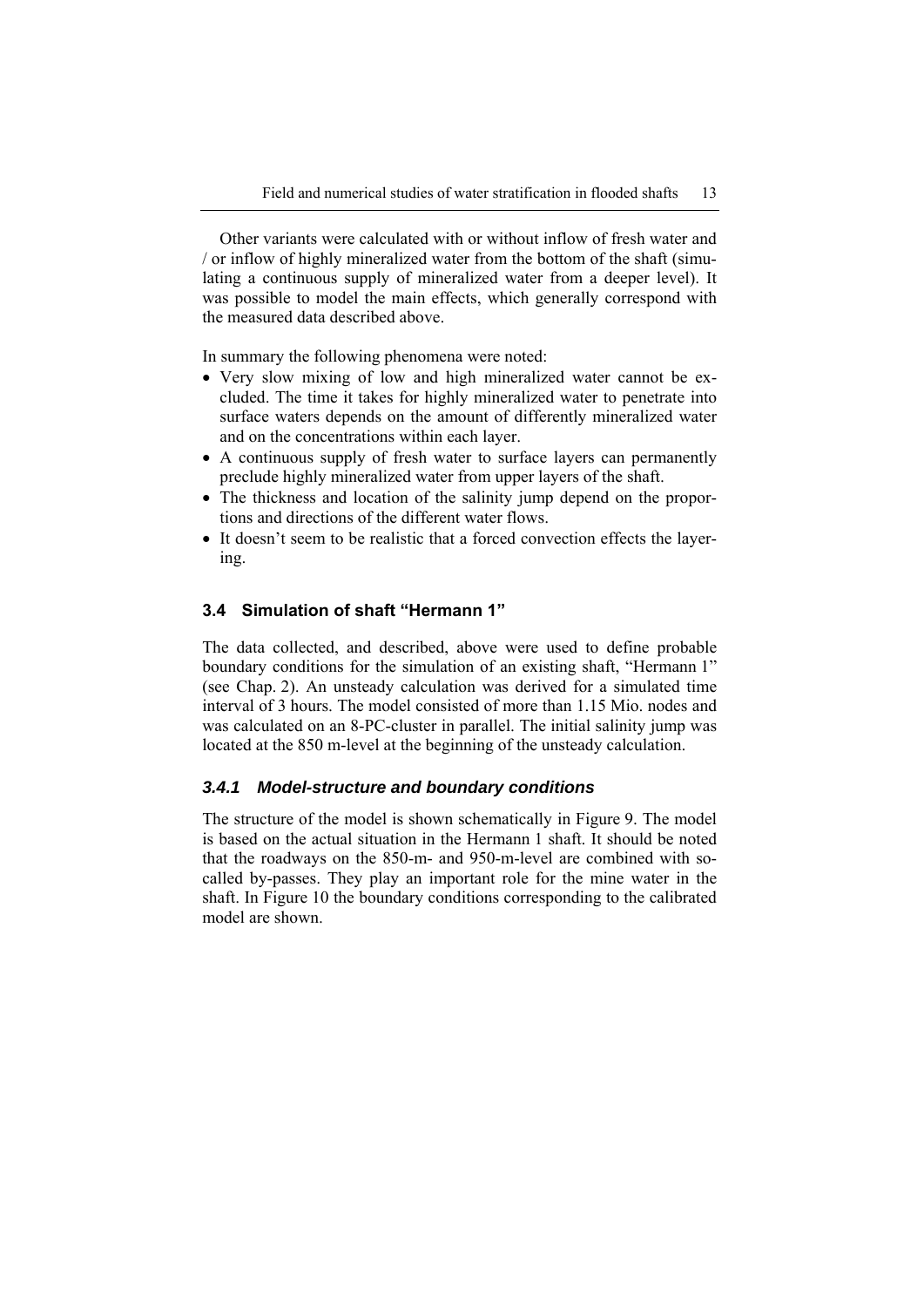Other variants were calculated with or without inflow of fresh water and / or inflow of highly mineralized water from the bottom of the shaft (simulating a continuous supply of mineralized water from a deeper level). It was possible to model the main effects, which generally correspond with the measured data described above.

In summary the following phenomena were noted:

- Very slow mixing of low and high mineralized water cannot be excluded. The time it takes for highly mineralized water to penetrate into surface waters depends on the amount of differently mineralized water and on the concentrations within each layer.
- A continuous supply of fresh water to surface layers can permanently preclude highly mineralized water from upper layers of the shaft.
- The thickness and location of the salinity jump depend on the proportions and directions of the different water flows.
- It doesn't seem to be realistic that a forced convection effects the layering.

## 3.4 Simulation of shaft "Hermann 1"

The data collected, and described, above were used to define probable boundary conditions for the simulation of an existing shaft, "Hermann 1" (see Chap. 2). An unsteady calculation was derived for a simulated time interval of 3 hours. The model consisted of more than 1.15 Mio. nodes and was calculated on an 8-PC-cluster in parallel. The initial salinity jump was located at the 850 m-level at the beginning of the unsteady calculation.

### *3.4.1 Model-structure and boundary conditions*

The structure of the model is shown schematically in Figure 9. The model is based on the actual situation in the Hermann 1 shaft. It should be noted that the roadways on the 850-m- and 950-m-level are combined with so-called by-passes. They play an important role for the mine water in the shaft. In Figure 10 the boundary conditions corresponding to the calibrated model are shown.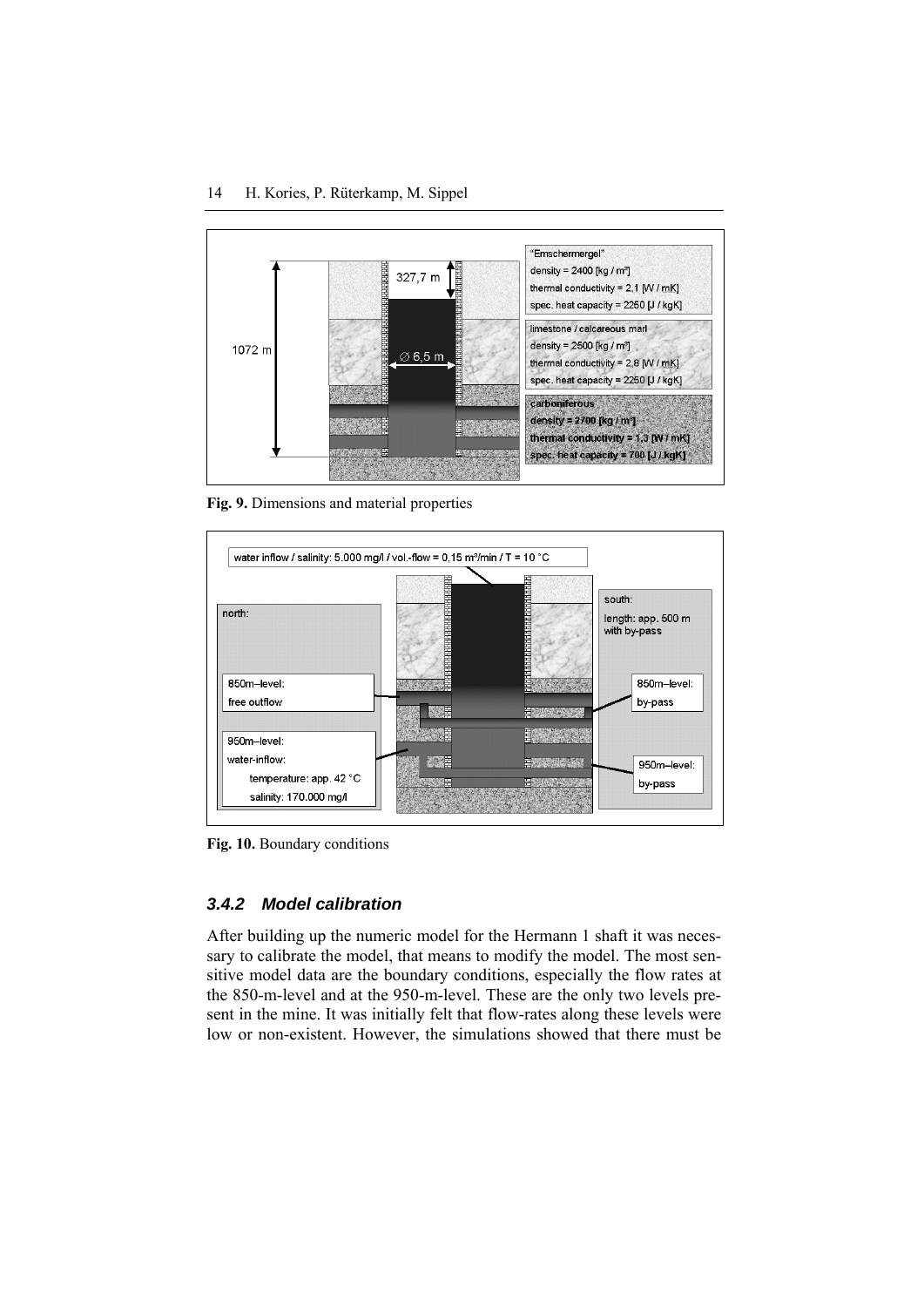**Fig. 9.** Dimensions and material properties

**Fig. 10.** Boundary conditions

### *3.4.2 Model calibration*

After building up the numeric model for the Hermann 1 shaft it was necessary to calibrate the model, that means to modify the model. The most sensitive model data are the boundary conditions, especially the flow rates at the 850-m-level and at the 950-m-level. These are the only two levels present in the mine. It was initially felt that flow-rates along these levels were low or non-existent. However, the simulations showed that there must be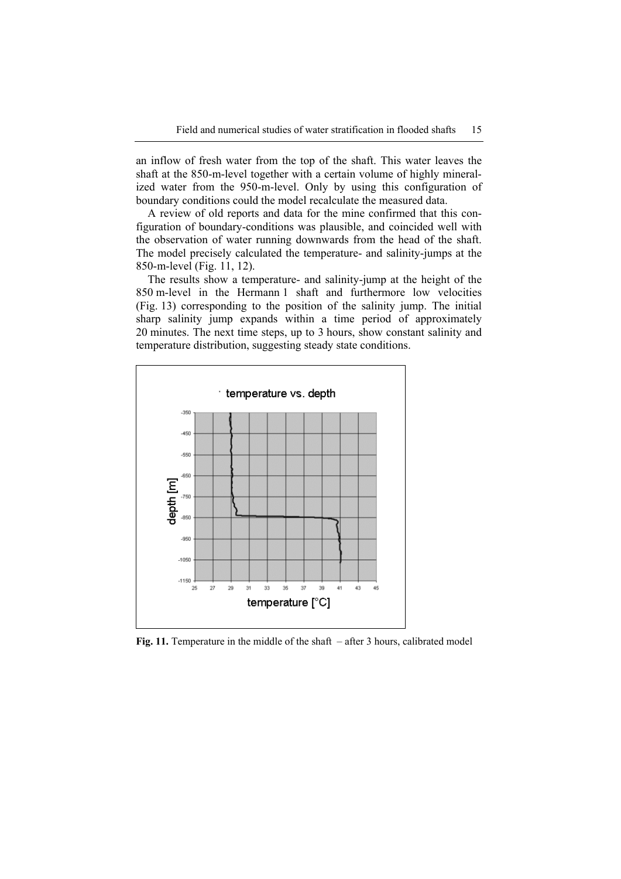an inflow of fresh water from the top of the shaft. This water leaves the shaft at the 850-m-level together with a certain volume of highly mineralized water from the 950-m-level. Only by using this configuration of boundary conditions could the model recalculate the measured data.

A review of old reports and data for the mine confirmed that this configuration of boundary-conditions was plausible, and coincided well with the observation of water running downwards from the head of the shaft. The model precisely calculated the temperature- and salinity-jumps at the 850-m-level (Fig. 11, 12).

The results show a temperature- and salinity-jump at the height of the 850 m-level in the Hermann 1 shaft and furthermore low velocities (Fig. 13) corresponding to the position of the salinity jump. The initial sharp salinity jump expands within a time period of approximately 20 minutes. The next time steps, up to 3 hours, show constant salinity and temperature distribution, suggesting steady state conditions.

**Fig. 11.** Temperature in the middle of the shaft – after 3 hours, calibrated model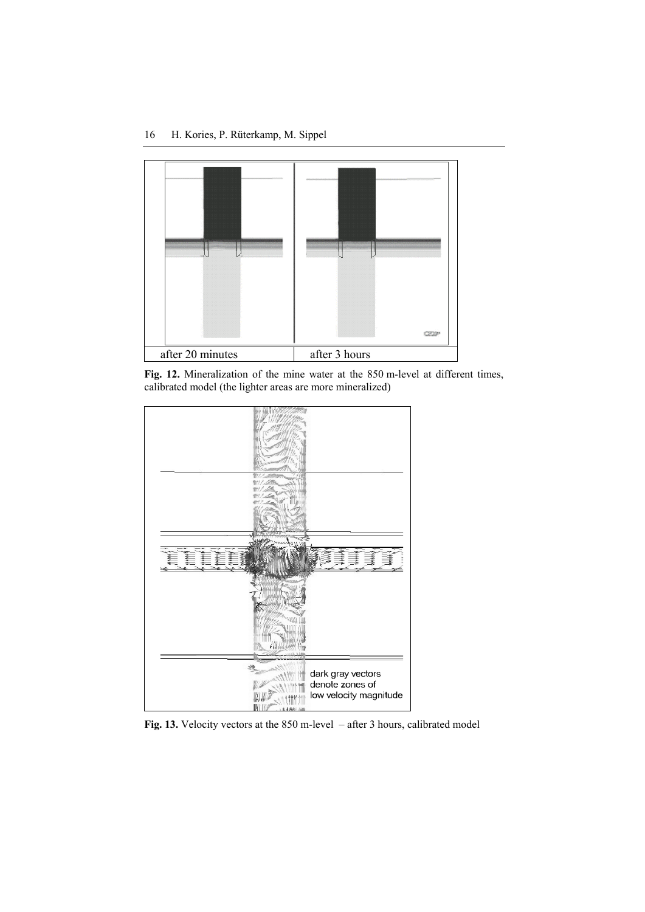| after 20 minutes | after 3 hours |
| --- | --- |

**Fig. 12.** Mineralization of the mine water at the 850 m-level at different times, calibrated model (the lighter areas are more mineralized)

dark gray vectors denote zones of low velocity magnitude

**Fig. 13.** Velocity vectors at the 850 m-level – after 3 hours, calibrated model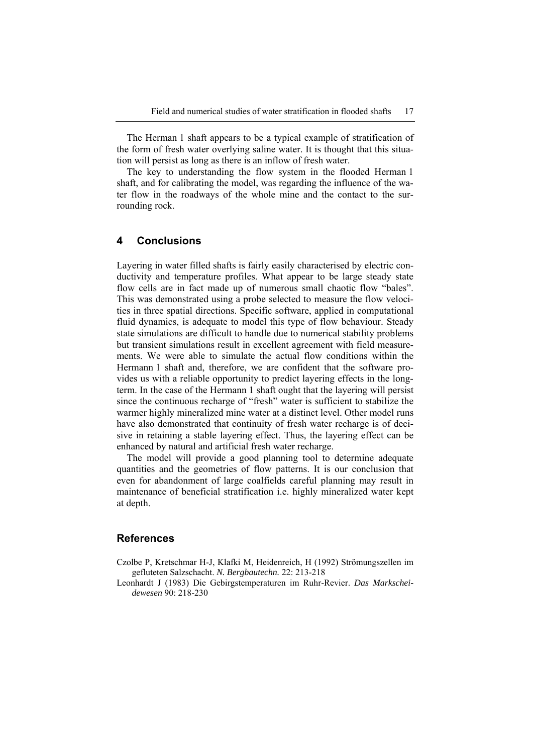The Herman 1 shaft appears to be a typical example of stratification of the form of fresh water overlying saline water. It is thought that this situation will persist as long as there is an inflow of fresh water.

The key to understanding the flow system in the flooded Herman 1 shaft, and for calibrating the model, was regarding the influence of the water flow in the roadways of the whole mine and the contact to the surrounding rock.

## 4 Conclusions

Layering in water filled shafts is fairly easily characterised by electric conductivity and temperature profiles. What appear to be large steady state flow cells are in fact made up of numerous small chaotic flow "bales". This was demonstrated using a probe selected to measure the flow velocities in three spatial directions. Specific software, applied in computational fluid dynamics, is adequate to model this type of flow behaviour. Steady state simulations are difficult to handle due to numerical stability problems but transient simulations result in excellent agreement with field measurements. We were able to simulate the actual flow conditions within the Hermann 1 shaft and, therefore, we are confident that the software provides us with a reliable opportunity to predict layering effects in the long-term. In the case of the Hermann 1 shaft ought that the layering will persist since the continuous recharge of "fresh" water is sufficient to stabilize the warmer highly mineralized mine water at a distinct level. Other model runs have also demonstrated that continuity of fresh water recharge is of decisive in retaining a stable layering effect. Thus, the layering effect can be enhanced by natural and artificial fresh water recharge.

The model will provide a good planning tool to determine adequate quantities and the geometries of flow patterns. It is our conclusion that even for abandonment of large coalfields careful planning may result in maintenance of beneficial stratification i.e. highly mineralized water kept at depth.

## References

Czolbe P, Kretschmar H-J, Klafki M, Heidenreich, H (1992) Strömungszellen im gefluteten Salzschacht. *N. Bergbautechn.* 22: 213-218

Leonhardt J (1983) Die Gebirgstemperaturen im Ruhr-Revier. *Das Markscheidewesen* 90: 218-230